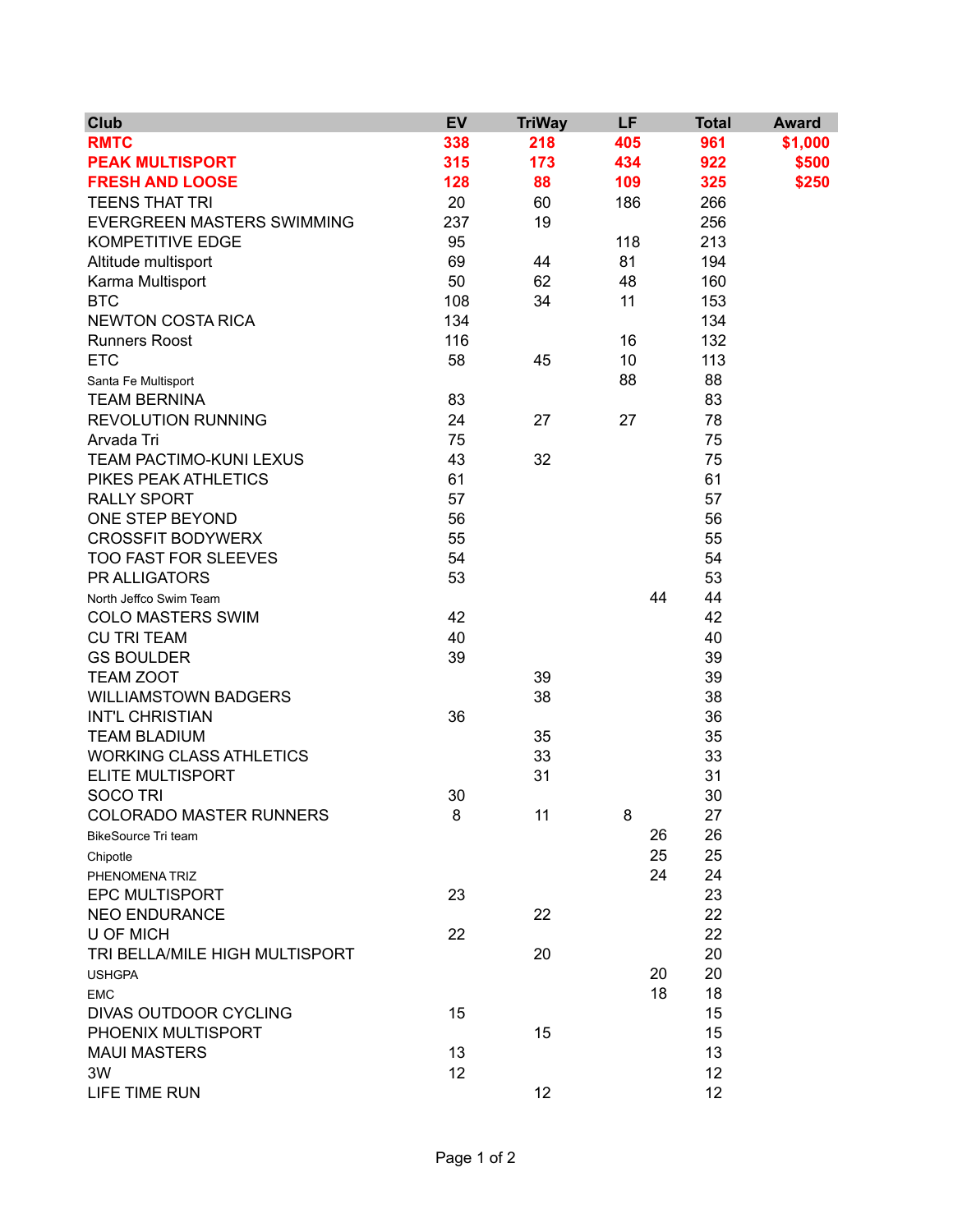| Club | EV | TriWay | LF | Total | Award |
|---|---|---|---|---|---|
| **RMTC** | **338** | **218** | **405** | **961** | **$1,000** |
| **PEAK MULTISPORT** | **315** | **173** | **434** | **922** | **$500** |
| **FRESH AND LOOSE** | **128** | **88** | **109** | **325** | **$250** |
| TEENS THAT TRI | 20 | 60 | 186 | 266 | |
| EVERGREEN MASTERS SWIMMING | 237 | 19 | | 256 | |
| KOMPETITIVE EDGE | 95 | | 118 | 213 | |
| Altitude multisport | 69 | 44 | 81 | 194 | |
| Karma Multisport | 50 | 62 | 48 | 160 | |
| BTC | 108 | 34 | 11 | 153 | |
| NEWTON COSTA RICA | 134 | | | 134 | |
| Runners Roost | 116 | | 16 | 132 | |
| ETC | 58 | 45 | 10 | 113 | |
| Santa Fe Multisport | | | 88 | 88 | |
| TEAM BERNINA | 83 | | | 83 | |
| REVOLUTION RUNNING | 24 | 27 | 27 | 78 | |
| Arvada Tri | 75 | | | 75 | |
| TEAM PACTIMO-KUNI LEXUS | 43 | 32 | | 75 | |
| PIKES PEAK ATHLETICS | 61 | | | 61 | |
| RALLY SPORT | 57 | | | 57 | |
| ONE STEP BEYOND | 56 | | | 56 | |
| CROSSFIT BODYWERX | 55 | | | 55 | |
| TOO FAST FOR SLEEVES | 54 | | | 54 | |
| PR ALLIGATORS | 53 | | | 53 | |
| North Jeffco Swim Team | | | 44 | 44 | |
| COLO MASTERS SWIM | 42 | | | 42 | |
| CU TRI TEAM | 40 | | | 40 | |
| GS BOULDER | 39 | | | 39 | |
| TEAM ZOOT | | 39 | | 39 | |
| WILLIAMSTOWN BADGERS | | 38 | | 38 | |
| INT'L CHRISTIAN | 36 | | | 36 | |
| TEAM BLADIUM | | 35 | | 35 | |
| WORKING CLASS ATHLETICS | | 33 | | 33 | |
| ELITE MULTISPORT | | 31 | | 31 | |
| SOCO TRI | 30 | | | 30 | |
| COLORADO MASTER RUNNERS | 8 | 11 | 8 | 27 | |
| BikeSource Tri team | | | 26 | 26 | |
| Chipotle | | | 25 | 25 | |
| PHENOMENA TRIZ | | | 24 | 24 | |
| EPC MULTISPORT | 23 | | | 23 | |
| NEO ENDURANCE | | 22 | | 22 | |
| U OF MICH | 22 | | | 22 | |
| TRI BELLA/MILE HIGH MULTISPORT | | 20 | | 20 | |
| USHGPA | | | 20 | 20 | |
| EMC | | | 18 | 18 | |
| DIVAS OUTDOOR CYCLING | 15 | | | 15 | |
| PHOENIX MULTISPORT | | 15 | | 15 | |
| MAUI MASTERS | 13 | | | 13 | |
| 3W | 12 | | | 12 | |
| LIFE TIME RUN | | 12 | | 12 | |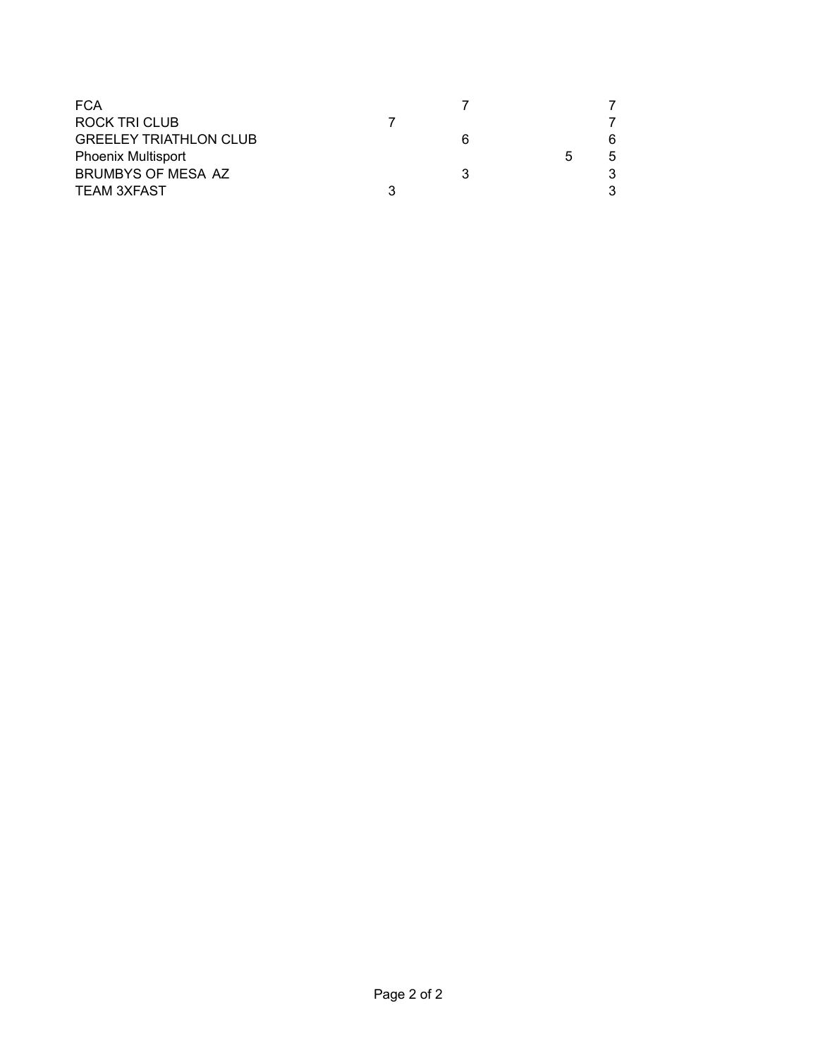| | | | | |
|---|---|---|---|---|
| FCA | | 7 | | 7 |
| ROCK TRI CLUB | 7 | | | 7 |
| GREELEY TRIATHLON CLUB | | 6 | | 6 |
| Phoenix Multisport | | | 5 | 5 |
| BRUMBYS OF MESA AZ | | 3 | | 3 |
| TEAM 3XFAST | 3 | | | 3 |